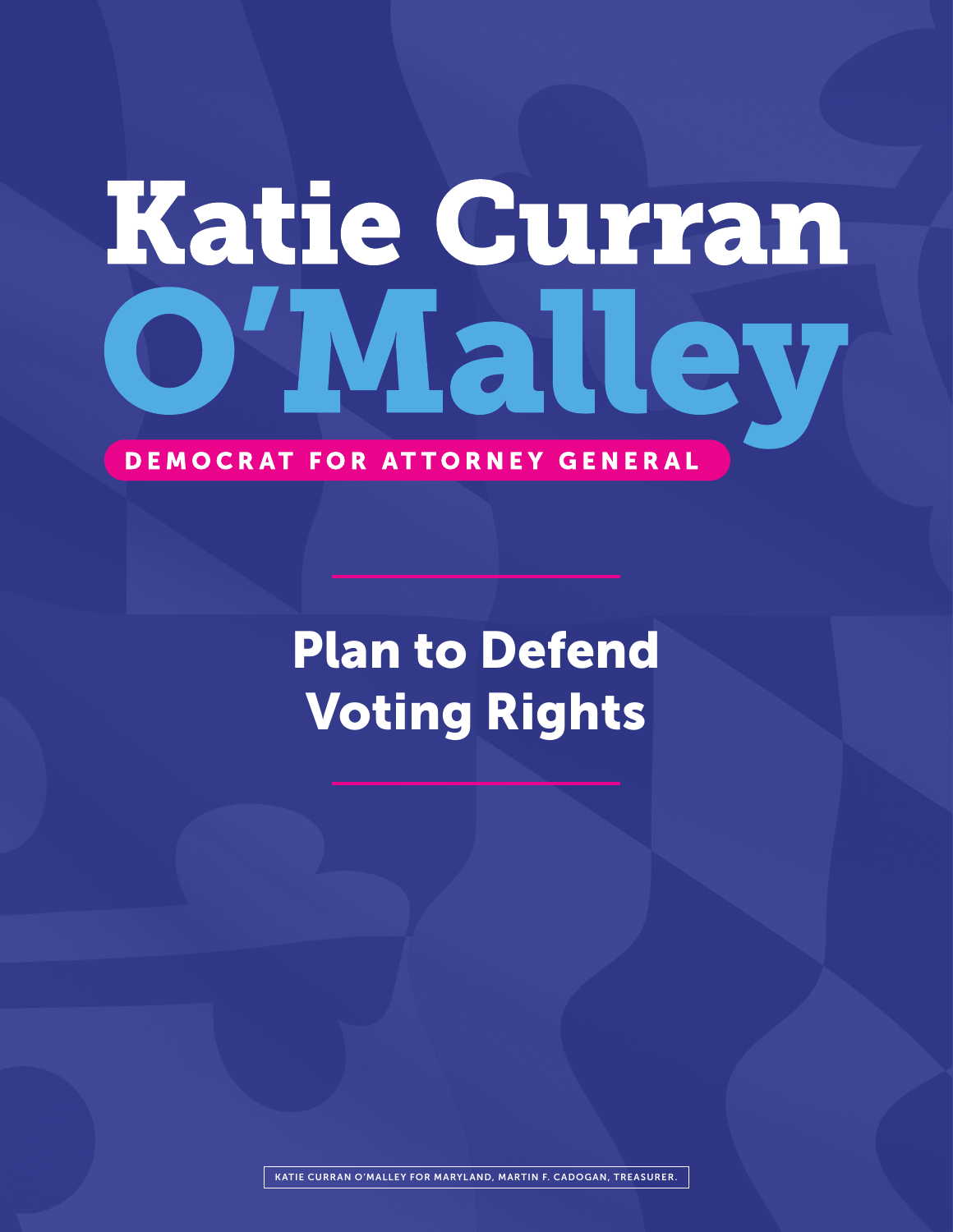# Katie Curran O'Malley

**DEMOCRAT FOR ATTORNEY GENERAL**

## Plan to Defend Voting Rights

KATIE CURRAN O'MALLEY FOR MARYLAND, MARTIN F. CADOGAN, TREASURER.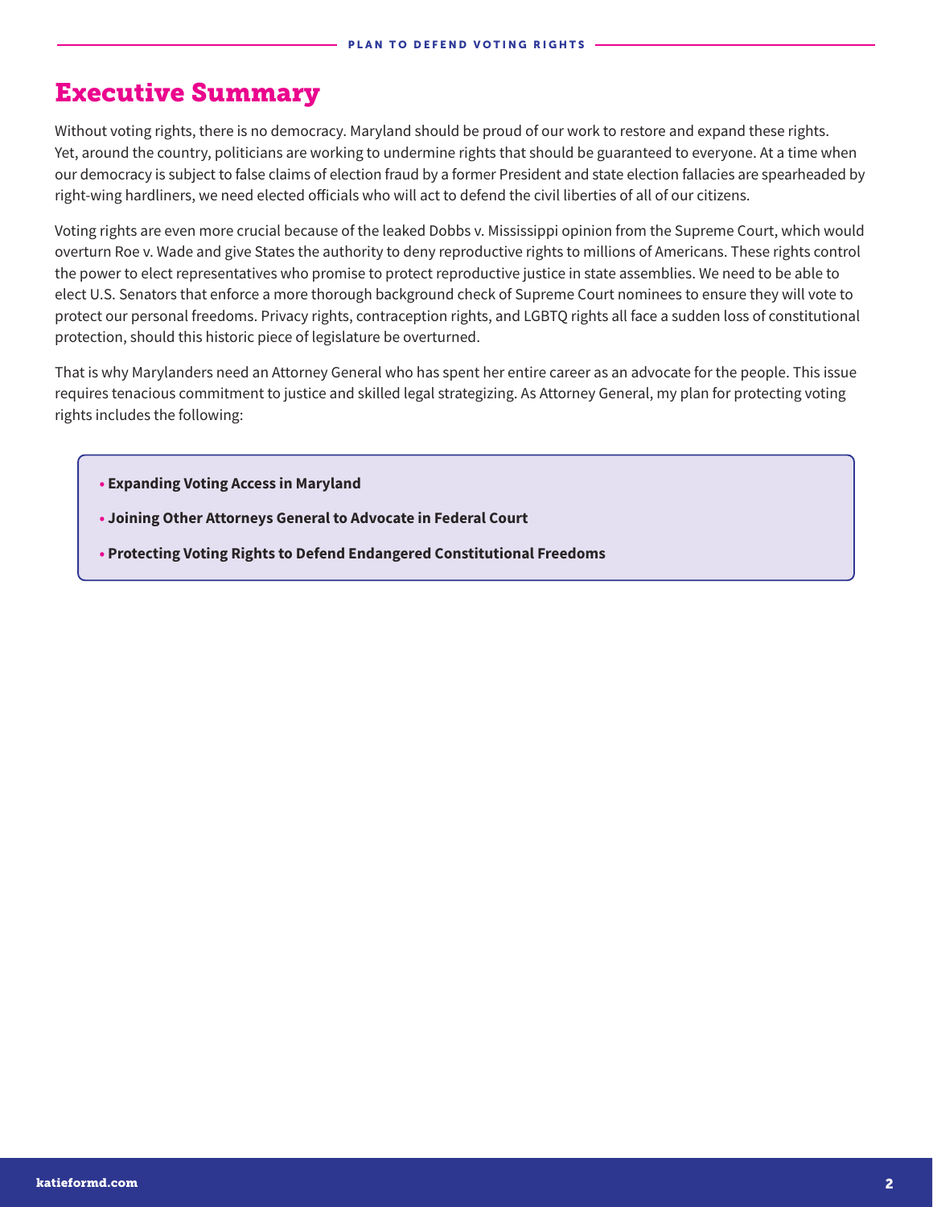# Executive Summary

Without voting rights, there is no democracy. Maryland should be proud of our work to restore and expand these rights. Yet, around the country, politicians are working to undermine rights that should be guaranteed to everyone. At a time when our democracy is subject to false claims of election fraud by a former President and state election fallacies are spearheaded by right-wing hardliners, we need elected officials who will act to defend the civil liberties of all of our citizens.

Voting rights are even more crucial because of the leaked Dobbs v. Mississippi opinion from the Supreme Court, which would overturn Roe v. Wade and give States the authority to deny reproductive rights to millions of Americans. These rights control the power to elect representatives who promise to protect reproductive justice in state assemblies. We need to be able to elect U.S. Senators that enforce a more thorough background check of Supreme Court nominees to ensure they will vote to protect our personal freedoms. Privacy rights, contraception rights, and LGBTQ rights all face a sudden loss of constitutional protection, should this historic piece of legislature be overturned.

That is why Marylanders need an Attorney General who has spent her entire career as an advocate for the people. This issue requires tenacious commitment to justice and skilled legal strategizing. As Attorney General, my plan for protecting voting rights includes the following:

- **Expanding Voting Access in Maryland**
- **Joining Other Attorneys General to Advocate in Federal Court**
- **Protecting Voting Rights to Defend Endangered Constitutional Freedoms**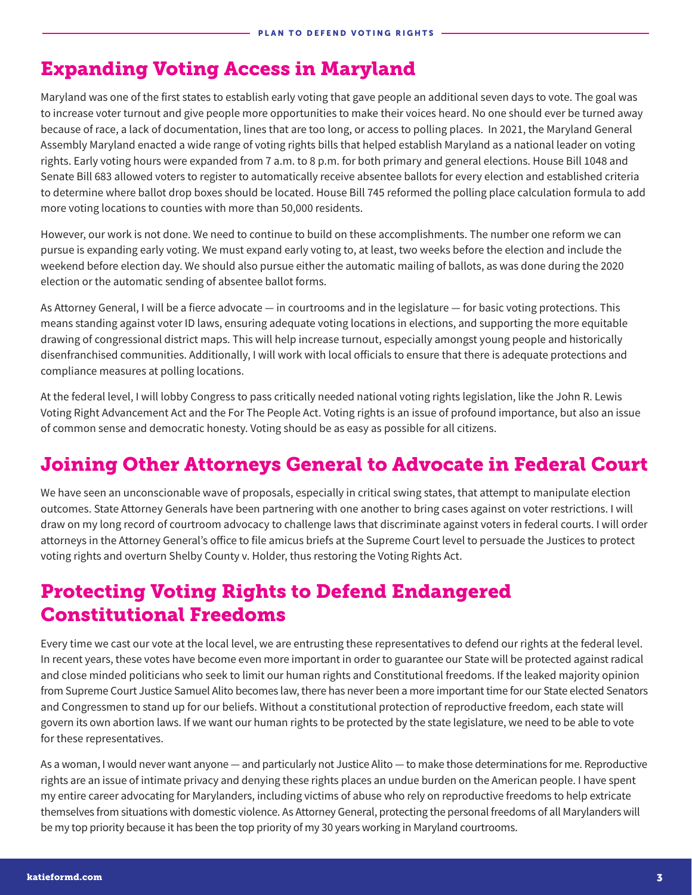## Expanding Voting Access in Maryland

Maryland was one of the first states to establish early voting that gave people an additional seven days to vote. The goal was to increase voter turnout and give people more opportunities to make their voices heard. No one should ever be turned away because of race, a lack of documentation, lines that are too long, or access to polling places. In 2021, the Maryland General Assembly Maryland enacted a wide range of voting rights bills that helped establish Maryland as a national leader on voting rights. Early voting hours were expanded from 7 a.m. to 8 p.m. for both primary and general elections. House Bill 1048 and Senate Bill 683 allowed voters to register to automatically receive absentee ballots for every election and established criteria to determine where ballot drop boxes should be located. House Bill 745 reformed the polling place calculation formula to add more voting locations to counties with more than 50,000 residents.

However, our work is not done. We need to continue to build on these accomplishments. The number one reform we can pursue is expanding early voting. We must expand early voting to, at least, two weeks before the election and include the weekend before election day. We should also pursue either the automatic mailing of ballots, as was done during the 2020 election or the automatic sending of absentee ballot forms.

As Attorney General, I will be a fierce advocate — in courtrooms and in the legislature — for basic voting protections. This means standing against voter ID laws, ensuring adequate voting locations in elections, and supporting the more equitable drawing of congressional district maps. This will help increase turnout, especially amongst young people and historically disenfranchised communities. Additionally, I will work with local officials to ensure that there is adequate protections and compliance measures at polling locations.

At the federal level, I will lobby Congress to pass critically needed national voting rights legislation, like the John R. Lewis Voting Right Advancement Act and the For The People Act. Voting rights is an issue of profound importance, but also an issue of common sense and democratic honesty. Voting should be as easy as possible for all citizens.

## Joining Other Attorneys General to Advocate in Federal Court

We have seen an unconscionable wave of proposals, especially in critical swing states, that attempt to manipulate election outcomes. State Attorney Generals have been partnering with one another to bring cases against on voter restrictions. I will draw on my long record of courtroom advocacy to challenge laws that discriminate against voters in federal courts. I will order attorneys in the Attorney General's office to file amicus briefs at the Supreme Court level to persuade the Justices to protect voting rights and overturn Shelby County v. Holder, thus restoring the Voting Rights Act.

## Protecting Voting Rights to Defend Endangered Constitutional Freedoms

Every time we cast our vote at the local level, we are entrusting these representatives to defend our rights at the federal level. In recent years, these votes have become even more important in order to guarantee our State will be protected against radical and close minded politicians who seek to limit our human rights and Constitutional freedoms. If the leaked majority opinion from Supreme Court Justice Samuel Alito becomes law, there has never been a more important time for our State elected Senators and Congressmen to stand up for our beliefs. Without a constitutional protection of reproductive freedom, each state will govern its own abortion laws. If we want our human rights to be protected by the state legislature, we need to be able to vote for these representatives.

As a woman, I would never want anyone — and particularly not Justice Alito — to make those determinations for me. Reproductive rights are an issue of intimate privacy and denying these rights places an undue burden on the American people. I have spent my entire career advocating for Marylanders, including victims of abuse who rely on reproductive freedoms to help extricate themselves from situations with domestic violence. As Attorney General, protecting the personal freedoms of all Marylanders will be my top priority because it has been the top priority of my 30 years working in Maryland courtrooms.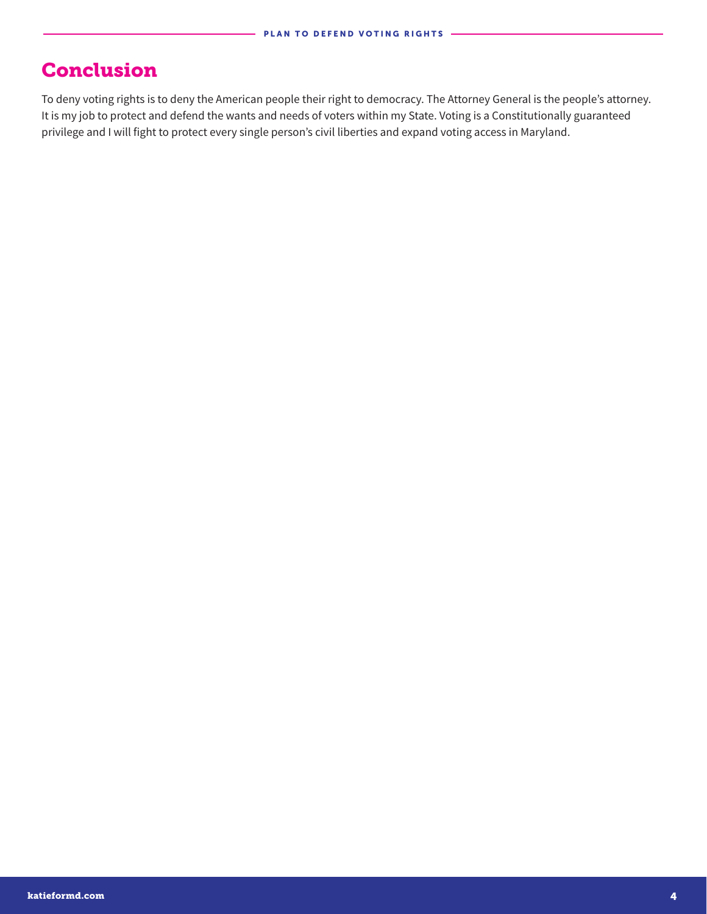## Conclusion

To deny voting rights is to deny the American people their right to democracy. The Attorney General is the people's attorney. It is my job to protect and defend the wants and needs of voters within my State. Voting is a Constitutionally guaranteed privilege and I will fight to protect every single person's civil liberties and expand voting access in Maryland.